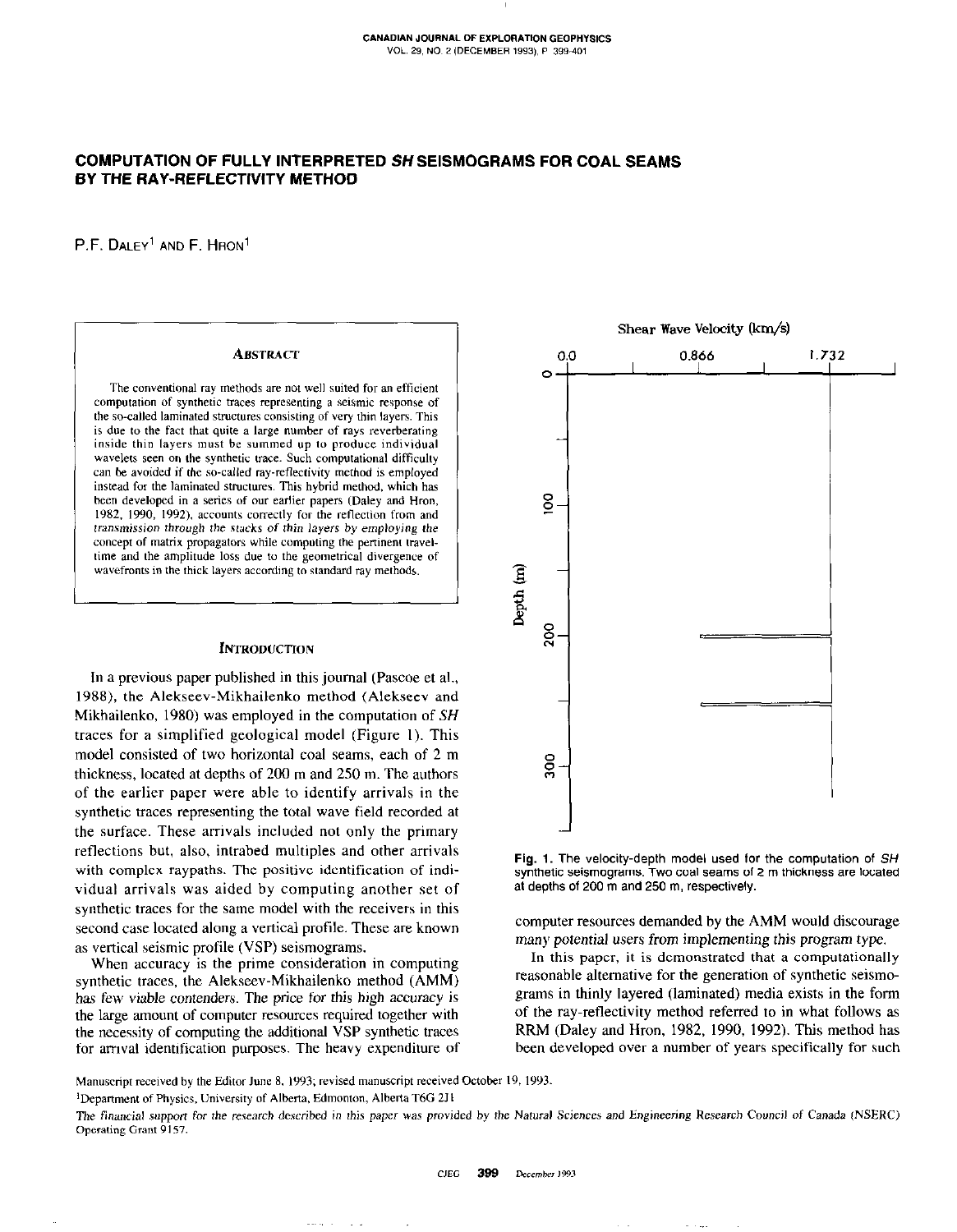# COMPUTATION OF FULLY INTERPRETED *SH* SEISMOGRAMS FOR COAL SEAMS BY THE RAY-REFLECTIVITY METHOD

P.F. Daley[1] and F. Hron[1]

## Abstract

The conventional ray methods are not well suited for an efficient computation of synthetic traces representing a seismic response of the so-called laminated structures consisting of very thin layers. This is due to the fact that quite a large number of rays reverberating inside thin layers must be summed up to produce individual wavelets seen on the synthetic trace. Such computational difficulty can be avoided if the so-called ray-reflectivity method is employed instead for the laminated structures. This hybrid method, which has been developed in a series of our earlier papers (Daley and Hron, 1982, 1990, 1992), accounts correctly for the reflection from and transmission through the stacks of thin layers by employing the concept of matrix propagators while computing the pertinent traveltime and the amplitude loss due to the geometrical divergence of wavefronts in the thick layers according to standard ray methods.

## Introduction

In a previous paper published in this journal (Pascoe et al., 1988), the Alekseev-Mikhailenko method (Alekseev and Mikhailenko, 1980) was employed in the computation of *SH* traces for a simplified geological model (Figure 1). This model consisted of two horizontal coal seams, each of 2 m thickness, located at depths of 200 m and 250 m. The authors of the earlier paper were able to identify arrivals in the synthetic traces representing the total wave field recorded at the surface. These arrivals included not only the primary reflections but, also, intrabed multiples and other arrivals with complex raypaths. The positive identification of individual arrivals was aided by computing another set of synthetic traces for the same model with the receivers in this second case located along a vertical profile. These are known as vertical seismic profile (VSP) seismograms.

When accuracy is the prime consideration in computing synthetic traces, the Alekseev-Mikhailenko method (AMM) has few viable contenders. The price for this high accuracy is the large amount of computer resources required together with the necessity of computing the additional VSP synthetic traces for arrival identification purposes. The heavy expenditure of computer resources demanded by the AMM would discourage many potential users from implementing this program type.

In this paper, it is demonstrated that a computationally reasonable alternative for the generation of synthetic seismograms in thinly layered (laminated) media exists in the form of the ray-reflectivity method referred to in what follows as RRM (Daley and Hron, 1982, 1990, 1992). This method has been developed over a number of years specifically for such

Shear Wave Velocity (km/s): 0.0, 0.866, 1.732; Depth (m): 0, 100, 200, 300

**Fig. 1.** The velocity-depth model used for the computation of *SH* synthetic seismograms. Two coal seams of 2 m thickness are located at depths of 200 m and 250 m, respectively.

Manuscript received by the Editor June 8, 1993; revised manuscript received October 19, 1993.

[1]Department of Physics, University of Alberta, Edmonton, Alberta T6G 2J1

*The financial support for the research described in this paper was provided by the Natural Sciences and Engineering Research Council of Canada (NSERC) Operating Grant 9157.*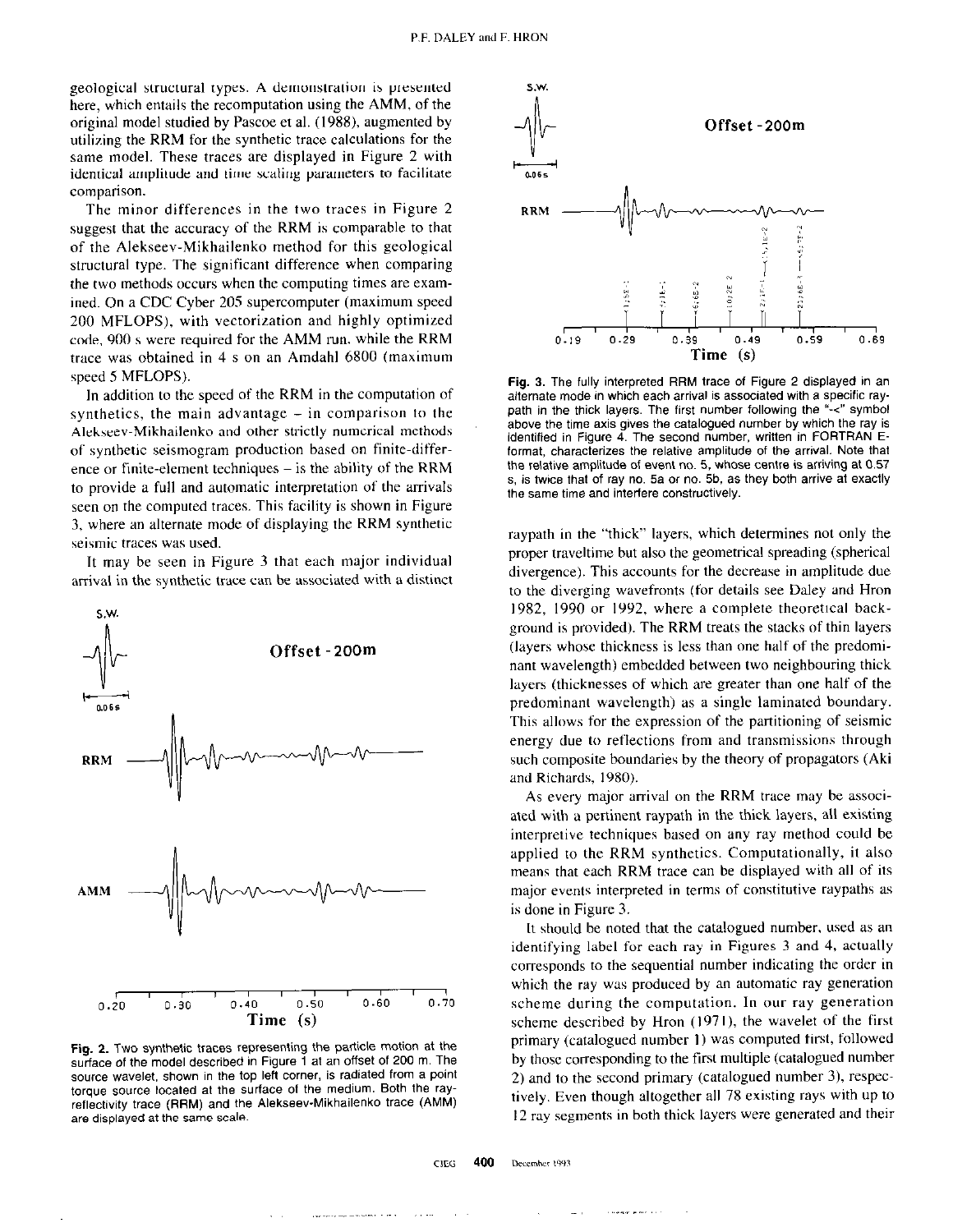geological structural types. A demonstration is presented here, which entails the recomputation using the AMM, of the original model studied by Pascoe et al. (1988), augmented by utilizing the RRM for the synthetic trace calculations for the same model. These traces are displayed in Figure 2 with identical amplitude and time scaling parameters to facilitate comparison.

The minor differences in the two traces in Figure 2 suggest that the accuracy of the RRM is comparable to that of the Alekseev-Mikhailenko method for this geological structural type. The significant difference when comparing the two methods occurs when the computing times are examined. On a CDC Cyber 205 supercomputer (maximum speed 200 MFLOPS), with vectorization and highly optimized code, 900 s were required for the AMM run, while the RRM trace was obtained in 4 s on an Amdahl 6800 (maximum speed 5 MFLOPS).

In addition to the speed of the RRM in the computation of synthetics, the main advantage – in comparison to the Alekseev-Mikhailenko and other strictly numerical methods of synthetic seismogram production based on finite-difference or finite-element techniques – is the ability of the RRM to provide a full and automatic interpretation of the arrivals seen on the computed traces. This facility is shown in Figure 3, where an alternate mode of displaying the RRM synthetic seismic traces was used.

It may be seen in Figure 3 that each major individual arrival in the synthetic trace can be associated with a distinct raypath in the "thick" layers, which determines not only the proper traveltime but also the geometrical spreading (spherical divergence). This accounts for the decrease in amplitude due to the diverging wavefronts (for details see Daley and Hron 1982, 1990 or 1992, where a complete theoretical background is provided). The RRM treats the stacks of thin layers (layers whose thickness is less than one half of the predominant wavelength) embedded between two neighbouring thick layers (thicknesses of which are greater than one half of the predominant wavelength) as a single laminated boundary. This allows for the expression of the partitioning of seismic energy due to reflections from and transmissions through such composite boundaries by the theory of propagators (Aki and Richards, 1980).

**Fig. 2.** Two synthetic traces representing the particle motion at the surface of the model described in Figure 1 at an offset of 200 m. The source wavelet, shown in the top left corner, is radiated from a point torque source located at the surface of the medium. Both the ray-reflectivity trace (RRM) and the Alekseev-Mikhailenko trace (AMM) are displayed at the same scale.

**Fig. 3.** The fully interpreted RRM trace of Figure 2 displayed in an alternate mode in which each arrival is associated with a specific raypath in the thick layers. The first number following the "-<" symbol above the time axis gives the catalogued number by which the ray is identified in Figure 4. The second number, written in FORTRAN E-format, characterizes the relative amplitude of the arrival. Note that the relative amplitude of event no. 5, whose centre is arriving at 0.57 s, is twice that of ray no. 5a or no. 5b, as they both arrive at exactly the same time and interfere constructively.

As every major arrival on the RRM trace may be associated with a pertinent raypath in the thick layers, all existing interpretive techniques based on any ray method could be applied to the RRM synthetics. Computationally, it also means that each RRM trace can be displayed with all of its major events interpreted in terms of constitutive raypaths as is done in Figure 3.

It should be noted that the catalogued number, used as an identifying label for each ray in Figures 3 and 4, actually corresponds to the sequential number indicating the order in which the ray was produced by an automatic ray generation scheme during the computation. In our ray generation scheme described by Hron (1971), the wavelet of the first primary (catalogued number 1) was computed first, followed by those corresponding to the first multiple (catalogued number 2) and to the second primary (catalogued number 3), respectively. Even though altogether all 78 existing rays with up to 12 ray segments in both thick layers were generated and their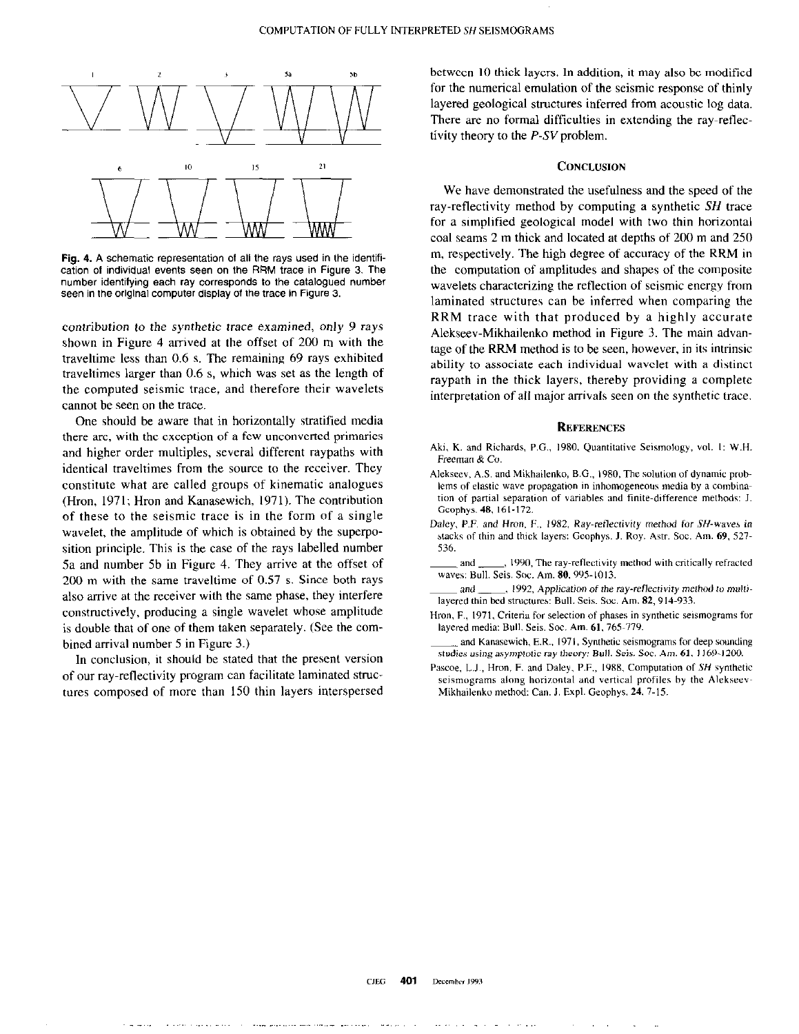1 2 3 5a 5b

6 10 15 21

**Fig. 4.** A schematic representation of all the rays used in the identification of individual events seen on the RRM trace in Figure 3. The number identifying each ray corresponds to the catalogued number seen in the original computer display of the trace in Figure 3.

contribution to the synthetic trace examined, only 9 rays shown in Figure 4 arrived at the offset of 200 m with the traveltime less than 0.6 s. The remaining 69 rays exhibited traveltimes larger than 0.6 s, which was set as the length of the computed seismic trace, and therefore their wavelets cannot be seen on the trace.

One should be aware that in horizontally stratified media there are, with the exception of a few unconverted primaries and higher order multiples, several different raypaths with identical traveltimes from the source to the receiver. They constitute what are called groups of kinematic analogues (Hron, 1971; Hron and Kanasewich, 1971). The contribution of these to the seismic trace is in the form of a single wavelet, the amplitude of which is obtained by the superposition principle. This is the case of the rays labelled number 5a and number 5b in Figure 4. They arrive at the offset of 200 m with the same traveltime of 0.57 s. Since both rays also arrive at the receiver with the same phase, they interfere constructively, producing a single wavelet whose amplitude is double that of one of them taken separately. (See the combined arrival number 5 in Figure 3.)

In conclusion, it should be stated that the present version of our ray-reflectivity program can facilitate laminated structures composed of more than 150 thin layers interspersed between 10 thick layers. In addition, it may also be modified for the numerical emulation of the seismic response of thinly layered geological structures inferred from acoustic log data. There are no formal difficulties in extending the ray-reflectivity theory to the *P-SV* problem.

## Conclusion

We have demonstrated the usefulness and the speed of the ray-reflectivity method by computing a synthetic *SH* trace for a simplified geological model with two thin horizontal coal seams 2 m thick and located at depths of 200 m and 250 m, respectively. The high degree of accuracy of the RRM in the computation of amplitudes and shapes of the composite wavelets characterizing the reflection of seismic energy from laminated structures can be inferred when comparing the RRM trace with that produced by a highly accurate Alekseev-Mikhailenko method in Figure 3. The main advantage of the RRM method is to be seen, however, in its intrinsic ability to associate each individual wavelet with a distinct raypath in the thick layers, thereby providing a complete interpretation of all major arrivals seen on the synthetic trace.

## References

Aki, K. and Richards, P.G., 1980, Quantitative Seismology, vol. 1: W.H. Freeman & Co.

Alekseev, A.S. and Mikhailenko, B.G., 1980, The solution of dynamic problems of elastic wave propagation in inhomogeneous media by a combination of partial separation of variables and finite-difference methods: J. Geophys. **48**, 161-172.

Daley, P.F. and Hron, F., 1982, Ray-reflectivity method for *SH*-waves in stacks of thin and thick layers: Geophys. J. Roy. Astr. Soc. Am. **69**, 527-536.

\_\_\_\_\_ and \_\_\_\_\_, 1990, The ray-reflectivity method with critically refracted waves: Bull. Seis. Soc. Am. **80**, 995-1013.

\_\_\_\_\_ and \_\_\_\_\_, 1992, Application of the ray-reflectivity method to multi-layered thin bed structures: Bull. Seis. Soc. Am. **82**, 914-933.

Hron, F., 1971, Criteria for selection of phases in synthetic seismograms for layered media: Bull. Seis. Soc. Am. **61**, 765-779.

\_\_\_\_\_ and Kanasewich, E.R., 1971, Synthetic seismograms for deep sounding studies using asymptotic ray theory: Bull. Seis. Soc. Am. **61**, 1169-1200.

Pascoe, L.J., Hron, F. and Daley, P.F., 1988, Computation of *SH* synthetic seismograms along horizontal and vertical profiles by the Alekseev-Mikhailenko method: Can. J. Expl. Geophys. **24**, 7-15.